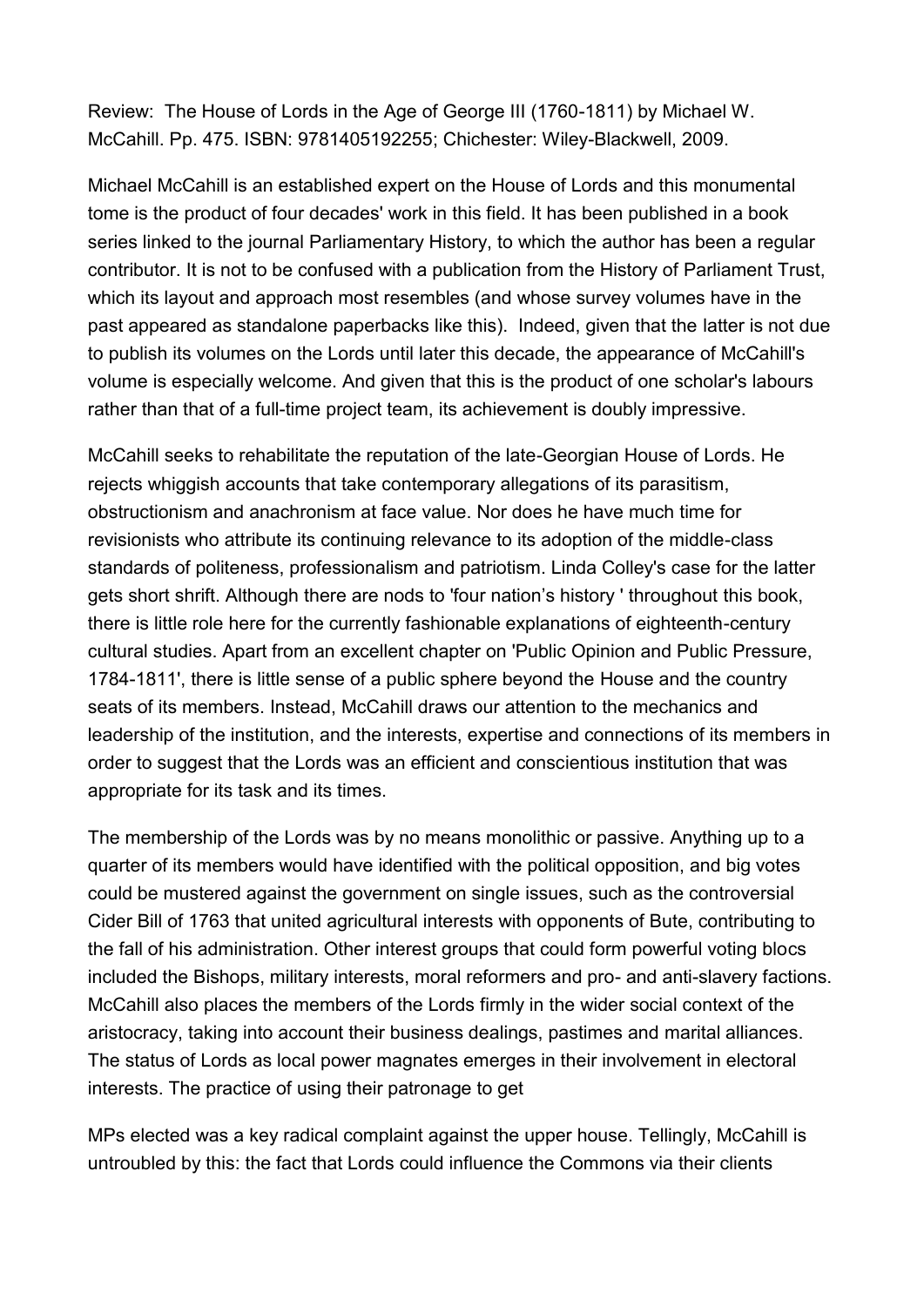Review: The House of Lords in the Age of George III (1760-1811) by Michael W. McCahill. Pp. 475. ISBN: 9781405192255; Chichester: Wiley-Blackwell, 2009.

Michael McCahill is an established expert on the House of Lords and this monumental tome is the product of four decades' work in this field. It has been published in a book series linked to the journal Parliamentary History, to which the author has been a regular contributor. It is not to be confused with a publication from the History of Parliament Trust, which its layout and approach most resembles (and whose survey volumes have in the past appeared as standalone paperbacks like this). Indeed, given that the latter is not due to publish its volumes on the Lords until later this decade, the appearance of McCahill's volume is especially welcome. And given that this is the product of one scholar's labours rather than that of a full-time project team, its achievement is doubly impressive.

McCahill seeks to rehabilitate the reputation of the late-Georgian House of Lords. He rejects whiggish accounts that take contemporary allegations of its parasitism, obstructionism and anachronism at face value. Nor does he have much time for revisionists who attribute its continuing relevance to its adoption of the middle-class standards of politeness, professionalism and patriotism. Linda Colley's case for the latter gets short shrift. Although there are nods to 'four nation's history ' throughout this book, there is little role here for the currently fashionable explanations of eighteenth-century cultural studies. Apart from an excellent chapter on 'Public Opinion and Public Pressure, 1784-1811', there is little sense of a public sphere beyond the House and the country seats of its members. Instead, McCahill draws our attention to the mechanics and leadership of the institution, and the interests, expertise and connections of its members in order to suggest that the Lords was an efficient and conscientious institution that was appropriate for its task and its times.

The membership of the Lords was by no means monolithic or passive. Anything up to a quarter of its members would have identified with the political opposition, and big votes could be mustered against the government on single issues, such as the controversial Cider Bill of 1763 that united agricultural interests with opponents of Bute, contributing to the fall of his administration. Other interest groups that could form powerful voting blocs included the Bishops, military interests, moral reformers and pro- and anti-slavery factions. McCahill also places the members of the Lords firmly in the wider social context of the aristocracy, taking into account their business dealings, pastimes and marital alliances. The status of Lords as local power magnates emerges in their involvement in electoral interests. The practice of using their patronage to get

MPs elected was a key radical complaint against the upper house. Tellingly, McCahill is untroubled by this: the fact that Lords could influence the Commons via their clients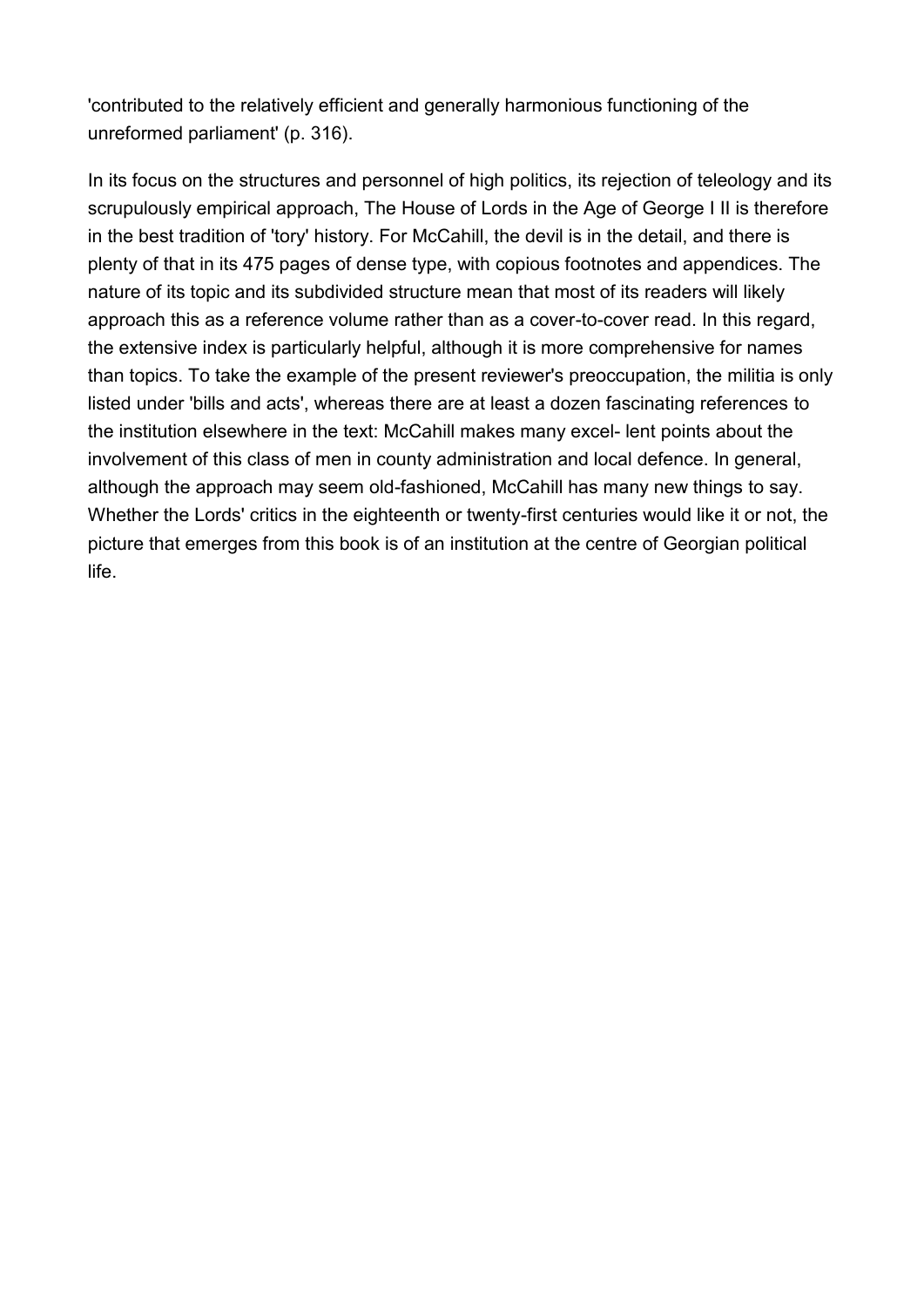'contributed to the relatively efficient and generally harmonious functioning of the unreformed parliament' (p. 316).

In its focus on the structures and personnel of high politics, its rejection of teleology and its scrupulously empirical approach, The House of Lords in the Age of George I II is therefore in the best tradition of 'tory' history. For McCahill, the devil is in the detail, and there is plenty of that in its 475 pages of dense type, with copious footnotes and appendices. The nature of its topic and its subdivided structure mean that most of its readers will likely approach this as a reference volume rather than as a cover-to-cover read. In this regard, the extensive index is particularly helpful, although it is more comprehensive for names than topics. To take the example of the present reviewer's preoccupation, the militia is only listed under 'bills and acts', whereas there are at least a dozen fascinating references to the institution elsewhere in the text: McCahill makes many excel- lent points about the involvement of this class of men in county administration and local defence. In general, although the approach may seem old-fashioned, McCahill has many new things to say. Whether the Lords' critics in the eighteenth or twenty-first centuries would like it or not, the picture that emerges from this book is of an institution at the centre of Georgian political life.